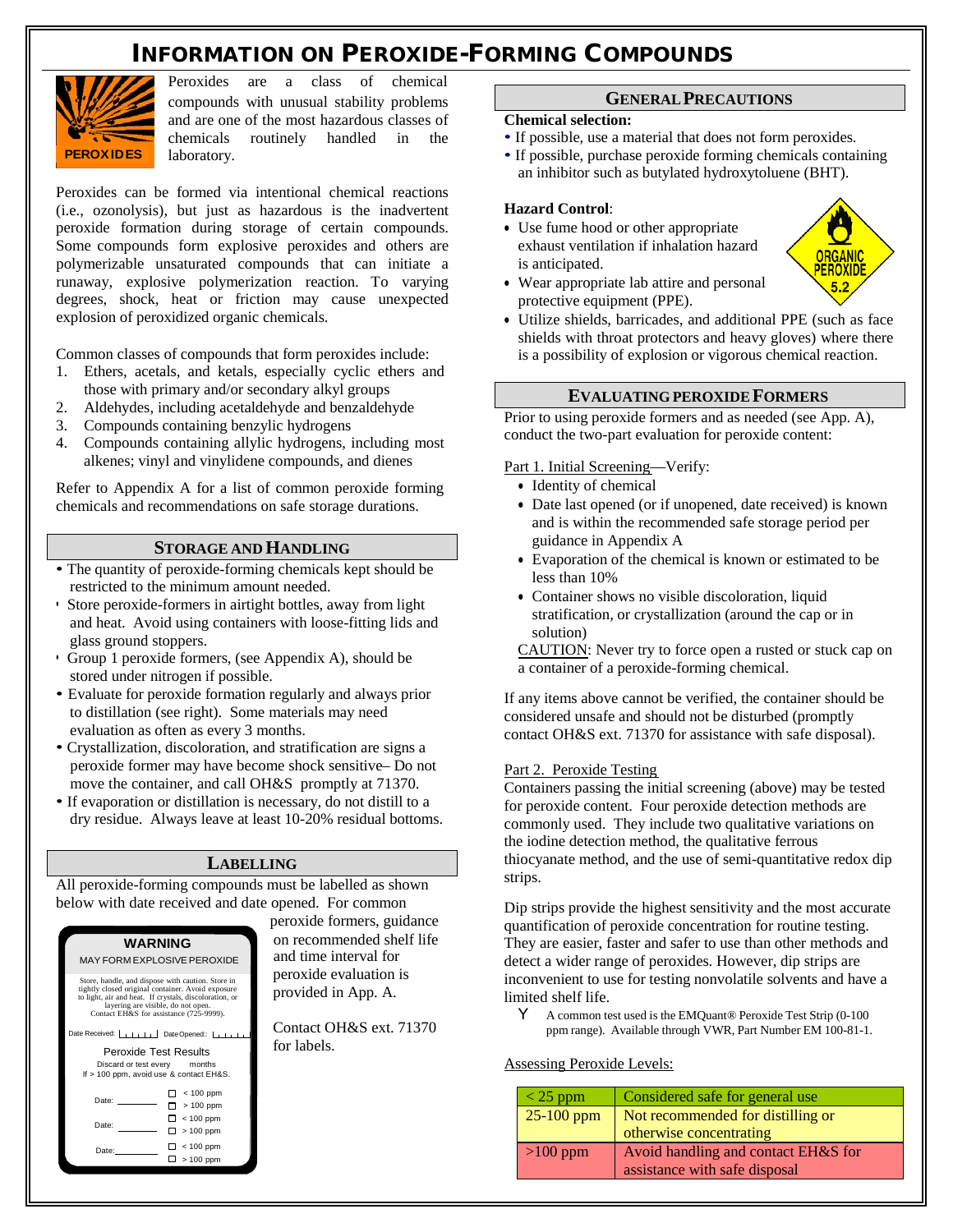# INFORMATION ON PEROXIDE-FORMING COMPOUNDS

PEROXIDES

Peroxides are a class of chemical compounds with unusual stability problems and are one of the most hazardous classes of chemicals routinely handled in the laboratory.

Peroxides can be formed via intentional chemical reactions (i.e., ozonolysis), but just as hazardous is the inadvertent peroxide formation during storage of certain compounds. Some compounds form explosive peroxides and others are polymerizable unsaturated compounds that can initiate a runaway, explosive polymerization reaction. To varying degrees, shock, heat or friction may cause unexpected explosion of peroxidized organic chemicals.

Common classes of compounds that form peroxides include:

1. Ethers, acetals, and ketals, especially cyclic ethers and those with primary and/or secondary alkyl groups
2. Aldehydes, including acetaldehyde and benzaldehyde
3. Compounds containing benzylic hydrogens
4. Compounds containing allylic hydrogens, including most alkenes; vinyl and vinylidene compounds, and dienes

Refer to Appendix A for a list of common peroxide forming chemicals and recommendations on safe storage durations.

## STORAGE AND HANDLING

- The quantity of peroxide-forming chemicals kept should be restricted to the minimum amount needed.
- Store peroxide-formers in airtight bottles, away from light and heat. Avoid using containers with loose-fitting lids and glass ground stoppers.
- Group 1 peroxide formers, (see Appendix A), should be stored under nitrogen if possible.
- Evaluate for peroxide formation regularly and always prior to distillation (see right). Some materials may need evaluation as often as every 3 months.
- Crystallization, discoloration, and stratification are signs a peroxide former may have become shock sensitive– Do not move the container, and call OH&S promptly at 71370.
- If evaporation or distillation is necessary, do not distill to a dry residue. Always leave at least 10-20% residual bottoms.

## LABELLING

All peroxide-forming compounds must be labelled as shown below with date received and date opened. For common peroxide formers, guidance on recommended shelf life and time interval for peroxide evaluation is provided in App. A.

Contact OH&S ext. 71370 for labels.

**WARNING**

MAY FORM EXPLOSIVE PEROXIDE

Store, handle, and dispose with caution. Store in tightly closed original container. Avoid exposure to light, air and heat. If crystals, discoloration, or layering are visible, do not open. Contact EH&S for assistance (725-9999).

Date Received: ______ Date Opened: ______

Peroxide Test Results

Discard or test every ___ months

If > 100 ppm, avoid use & contact EH&S.

Date: ______ ☐ < 100 ppm ☐ > 100 ppm

Date: ______ ☐ < 100 ppm ☐ > 100 ppm

Date: ______ ☐ < 100 ppm ☐ > 100 ppm

## GENERAL PRECAUTIONS

**Chemical selection:**

- If possible, use a material that does not form peroxides.
- If possible, purchase peroxide forming chemicals containing an inhibitor such as butylated hydroxytoluene (BHT).

**Hazard Control**:

- Use fume hood or other appropriate exhaust ventilation if inhalation hazard is anticipated.
- Wear appropriate lab attire and personal protective equipment (PPE).
- Utilize shields, barricades, and additional PPE (such as face shields with throat protectors and heavy gloves) where there is a possibility of explosion or vigorous chemical reaction.

ORGANIC PEROXIDE 5.2

## EVALUATING PEROXIDE FORMERS

Prior to using peroxide formers and as needed (see App. A), conduct the two-part evaluation for peroxide content:

Part 1. Initial Screening—Verify:

- Identity of chemical
- Date last opened (or if unopened, date received) is known and is within the recommended safe storage period per guidance in Appendix A
- Evaporation of the chemical is known or estimated to be less than 10%
- Container shows no visible discoloration, liquid stratification, or crystallization (around the cap or in solution)

CAUTION: Never try to force open a rusted or stuck cap on a container of a peroxide-forming chemical.

If any items above cannot be verified, the container should be considered unsafe and should not be disturbed (promptly contact OH&S ext. 71370 for assistance with safe disposal).

Part 2. Peroxide Testing

Containers passing the initial screening (above) may be tested for peroxide content. Four peroxide detection methods are commonly used. They include two qualitative variations on the iodine detection method, the qualitative ferrous thiocyanate method, and the use of semi-quantitative redox dip strips.

Dip strips provide the highest sensitivity and the most accurate quantification of peroxide concentration for routine testing. They are easier, faster and safer to use than other methods and detect a wider range of peroxides. However, dip strips are inconvenient to use for testing nonvolatile solvents and have a limited shelf life.

- A common test used is the EMQuant® Peroxide Test Strip (0-100 ppm range). Available through VWR, Part Number EM 100-81-1.

Assessing Peroxide Levels:

| | |
|---|---|
| < 25 ppm | Considered safe for general use |
| 25-100 ppm | Not recommended for distilling or otherwise concentrating |
| >100 ppm | Avoid handling and contact EH&S for assistance with safe disposal |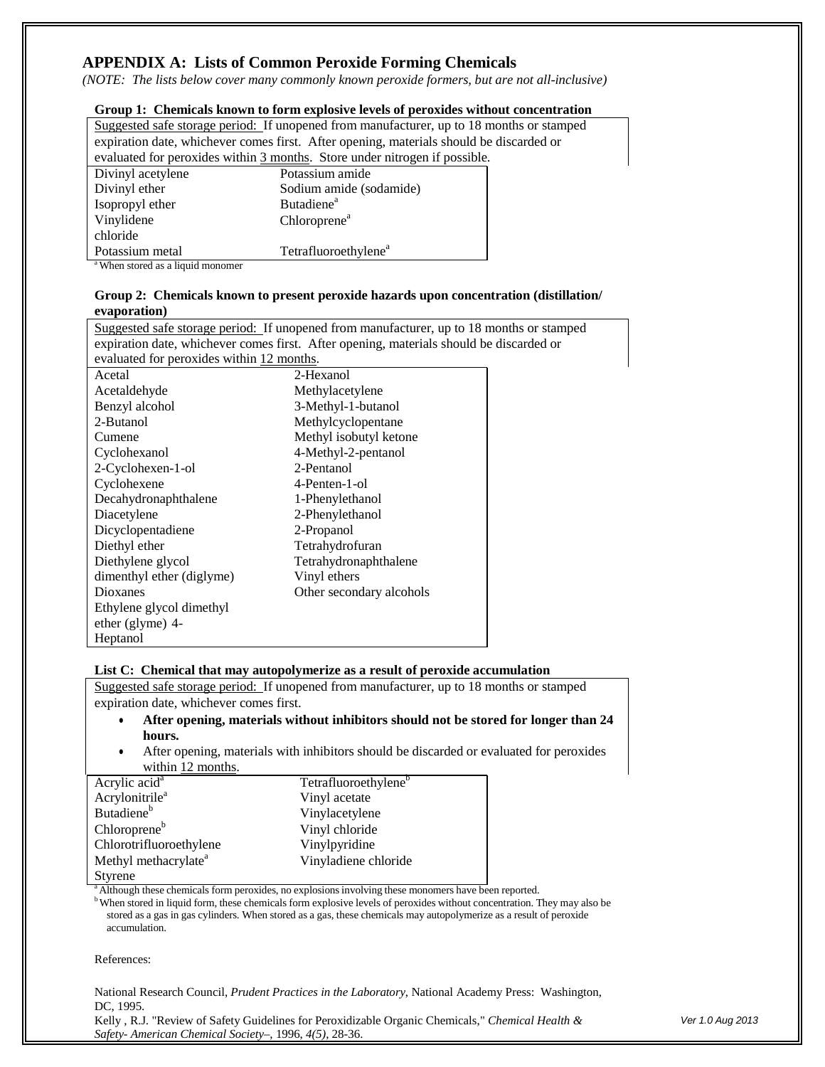## APPENDIX A: Lists of Common Peroxide Forming Chemicals

*(NOTE: The lists below cover many commonly known peroxide formers, but are not all-inclusive)*

### Group 1: Chemicals known to form explosive levels of peroxides without concentration

Suggested safe storage period: If unopened from manufacturer, up to 18 months or stamped expiration date, whichever comes first. After opening, materials should be discarded or evaluated for peroxides within 3 months. Store under nitrogen if possible.

| | |
|---|---|
| Divinyl acetylene | Potassium amide |
| Divinyl ether | Sodium amide (sodamide) |
| Isopropyl ether | Butadiene[a] |
| Vinylidene chloride | Chloroprene[a] |
| Potassium metal | Tetrafluoroethylene[a] |

[a] When stored as a liquid monomer

### Group 2: Chemicals known to present peroxide hazards upon concentration (distillation/ evaporation)

Suggested safe storage period: If unopened from manufacturer, up to 18 months or stamped expiration date, whichever comes first. After opening, materials should be discarded or evaluated for peroxides within 12 months.

| | |
|---|---|
| Acetal | 2-Hexanol |
| Acetaldehyde | Methylacetylene |
| Benzyl alcohol | 3-Methyl-1-butanol |
| 2-Butanol | Methylcyclopentane |
| Cumene | Methyl isobutyl ketone |
| Cyclohexanol | 4-Methyl-2-pentanol |
| 2-Cyclohexen-1-ol | 2-Pentanol |
| Cyclohexene | 4-Penten-1-ol |
| Decahydronaphthalene | 1-Phenylethanol |
| Diacetylene | 2-Phenylethanol |
| Dicyclopentadiene | 2-Propanol |
| Diethyl ether | Tetrahydrofuran |
| Diethylene glycol dimenthyl ether (diglyme) | Tetrahydronaphthalene |
| Dioxanes | Vinyl ethers |
| Ethylene glycol dimethyl ether (glyme) 4-Heptanol | Other secondary alcohols |

### List C: Chemical that may autopolymerize as a result of peroxide accumulation

Suggested safe storage period: If unopened from manufacturer, up to 18 months or stamped expiration date, whichever comes first.

- **After opening, materials without inhibitors should not be stored for longer than 24 hours.**
- After opening, materials with inhibitors should be discarded or evaluated for peroxides within 12 months.

| | |
|---|---|
| Acrylic acid[a] | Tetrafluoroethylene[b] |
| Acrylonitrile[a] | Vinyl acetate |
| Butadiene[b] | Vinylacetylene |
| Chloroprene[b] | Vinyl chloride |
| Chlorotrifluoroethylene | Vinylpyridine |
| Methyl methacrylate[a] | Vinyladiene chloride |
| Styrene | |

[a] Although these chemicals form peroxides, no explosions involving these monomers have been reported.

[b] When stored in liquid form, these chemicals form explosive levels of peroxides without concentration. They may also be stored as a gas in gas cylinders. When stored as a gas, these chemicals may autopolymerize as a result of peroxide accumulation.

References:

National Research Council, *Prudent Practices in the Laboratory*, National Academy Press: Washington, DC, 1995.

Kelly , R.J. "Review of Safety Guidelines for Peroxidizable Organic Chemicals," *Chemical Health & Safety- American Chemical Society*–, 1996, *4(5)*, 28-36.